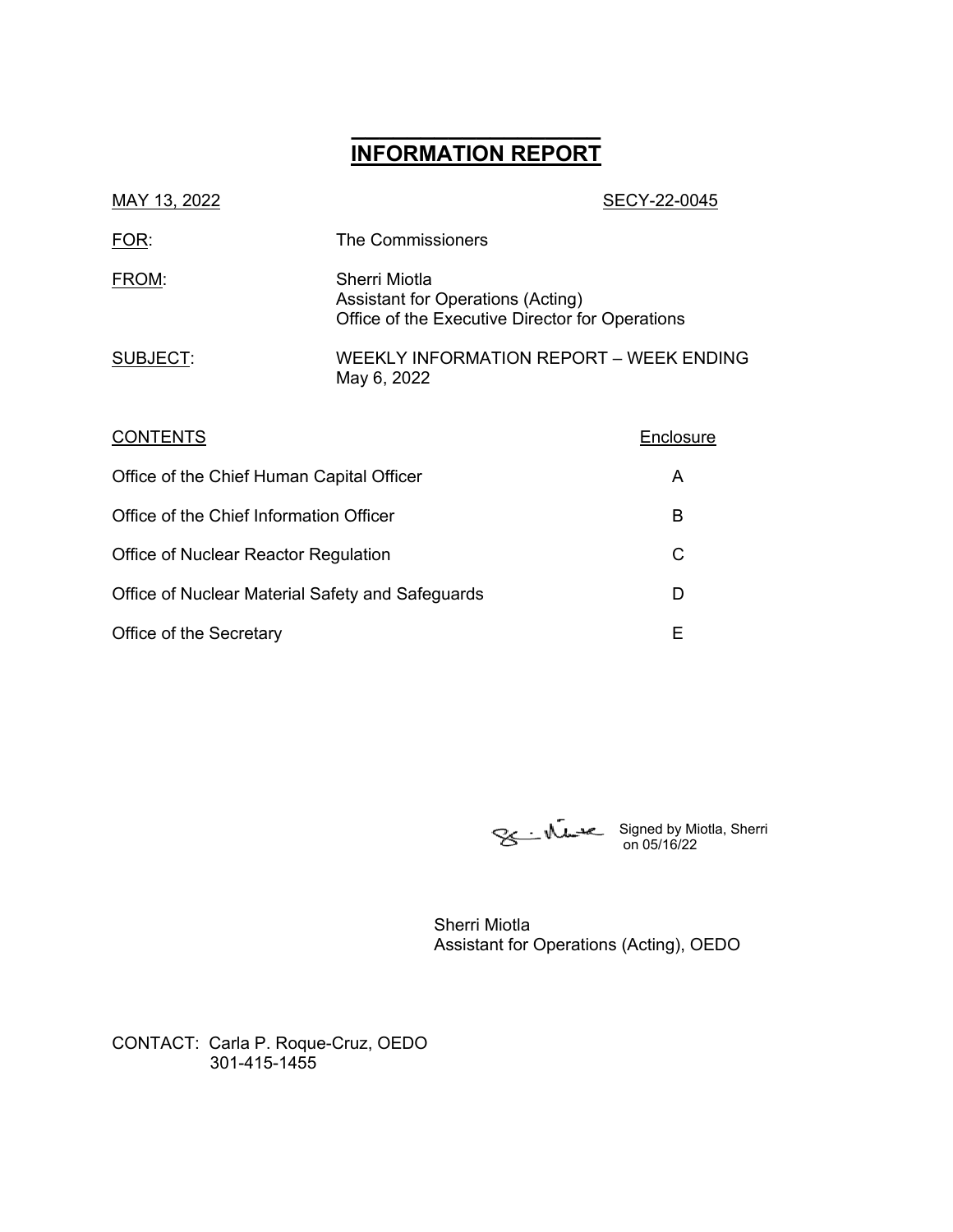# INFORMATION REPORT

MAY 13, 2022 SECY-22-0045

FOR: The Commissioners

FROM: Sherri Miotla
Assistant for Operations (Acting)
Office of the Executive Director for Operations

SUBJECT: WEEKLY INFORMATION REPORT – WEEK ENDING May 6, 2022

| CONTENTS | Enclosure |
|---|---|
| Office of the Chief Human Capital Officer | A |
| Office of the Chief Information Officer | B |
| Office of Nuclear Reactor Regulation | C |
| Office of Nuclear Material Safety and Safeguards | D |
| Office of the Secretary | E |

Signed by Miotla, Sherri on 05/16/22

Sherri Miotla
Assistant for Operations (Acting), OEDO

CONTACT: Carla P. Roque-Cruz, OEDO
301-415-1455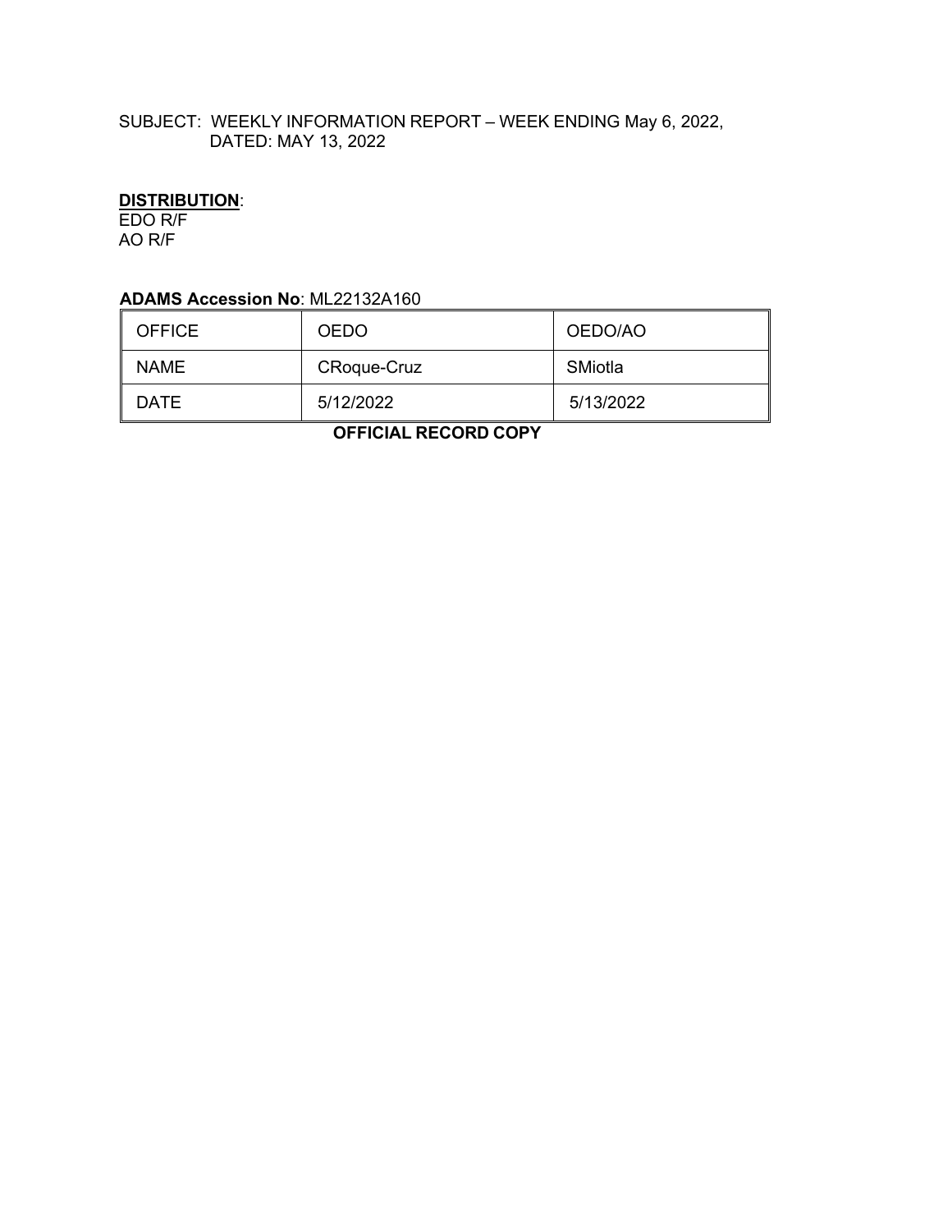SUBJECT: WEEKLY INFORMATION REPORT – WEEK ENDING May 6, 2022, DATED: MAY 13, 2022

**DISTRIBUTION**:
EDO R/F
AO R/F

**ADAMS Accession No**: ML22132A160

| OFFICE | OEDO | OEDO/AO |
|---|---|---|
| NAME | CRoque-Cruz | SMiotla |
| DATE | 5/12/2022 | 5/13/2022 |

**OFFICIAL RECORD COPY**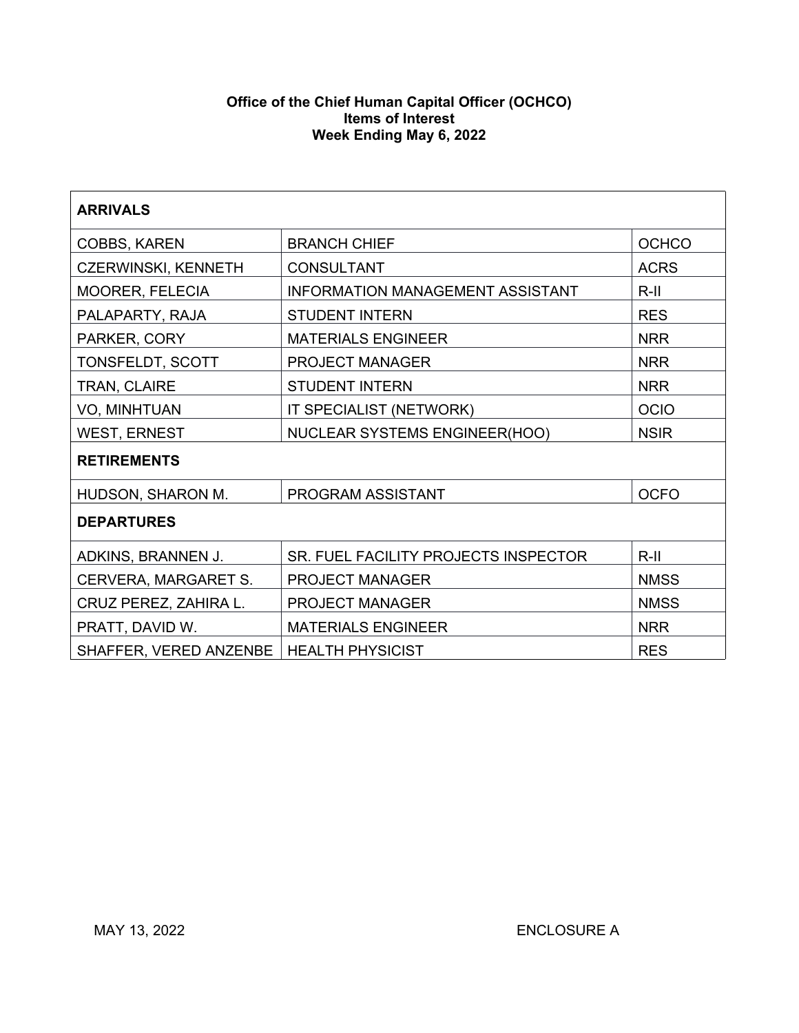**Office of the Chief Human Capital Officer (OCHCO)**
**Items of Interest**
**Week Ending May 6, 2022**

| **ARRIVALS** | | |
|---|---|---|
| COBBS, KAREN | BRANCH CHIEF | OCHCO |
| CZERWINSKI, KENNETH | CONSULTANT | ACRS |
| MOORER, FELECIA | INFORMATION MANAGEMENT ASSISTANT | R-II |
| PALAPARTY, RAJA | STUDENT INTERN | RES |
| PARKER, CORY | MATERIALS ENGINEER | NRR |
| TONSFELDT, SCOTT | PROJECT MANAGER | NRR |
| TRAN, CLAIRE | STUDENT INTERN | NRR |
| VO, MINHTUAN | IT SPECIALIST (NETWORK) | OCIO |
| WEST, ERNEST | NUCLEAR SYSTEMS ENGINEER(HOO) | NSIR |
| **RETIREMENTS** | | |
| HUDSON, SHARON M. | PROGRAM ASSISTANT | OCFO |
| **DEPARTURES** | | |
| ADKINS, BRANNEN J. | SR. FUEL FACILITY PROJECTS INSPECTOR | R-II |
| CERVERA, MARGARET S. | PROJECT MANAGER | NMSS |
| CRUZ PEREZ, ZAHIRA L. | PROJECT MANAGER | NMSS |
| PRATT, DAVID W. | MATERIALS ENGINEER | NRR |
| SHAFFER, VERED ANZENBE | HEALTH PHYSICIST | RES |

MAY 13, 2022 ENCLOSURE A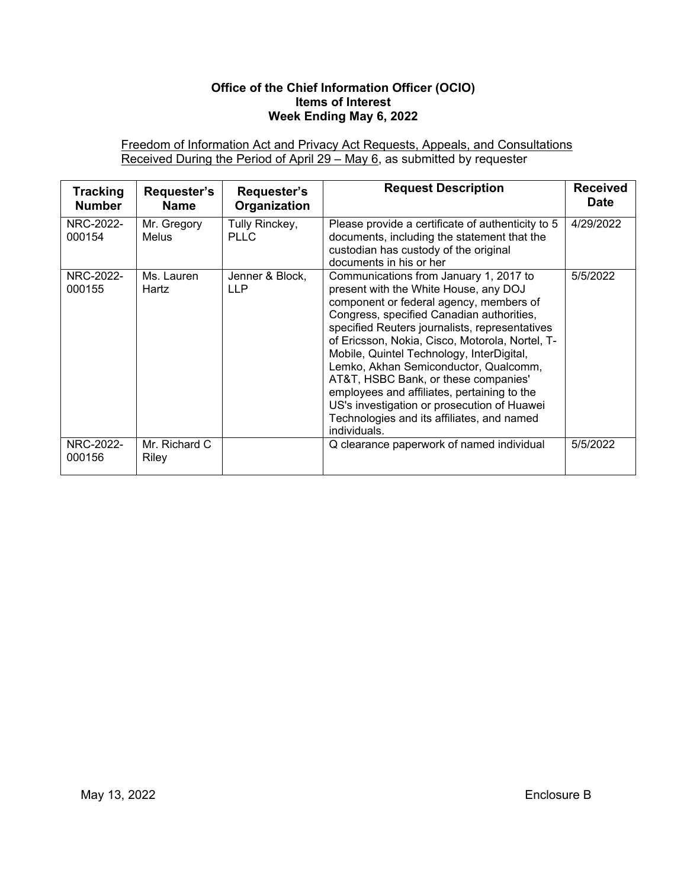**Office of the Chief Information Officer (OCIO)**
**Items of Interest**
**Week Ending May 6, 2022**

Freedom of Information Act and Privacy Act Requests, Appeals, and Consultations Received During the Period of April 29 – May 6, as submitted by requester

| Tracking Number | Requester's Name | Requester's Organization | Request Description | Received Date |
|---|---|---|---|---|
| NRC-2022-000154 | Mr. Gregory Melus | Tully Rinckey, PLLC | Please provide a certificate of authenticity to 5 documents, including the statement that the custodian has custody of the original documents in his or her | 4/29/2022 |
| NRC-2022-000155 | Ms. Lauren Hartz | Jenner & Block, LLP | Communications from January 1, 2017 to present with the White House, any DOJ component or federal agency, members of Congress, specified Canadian authorities, specified Reuters journalists, representatives of Ericsson, Nokia, Cisco, Motorola, Nortel, T-Mobile, Quintel Technology, InterDigital, Lemko, Akhan Semiconductor, Qualcomm, AT&T, HSBC Bank, or these companies' employees and affiliates, pertaining to the US's investigation or prosecution of Huawei Technologies and its affiliates, and named individuals. | 5/5/2022 |
| NRC-2022-000156 | Mr. Richard C Riley | | Q clearance paperwork of named individual | 5/5/2022 |

May 13, 2022 Enclosure B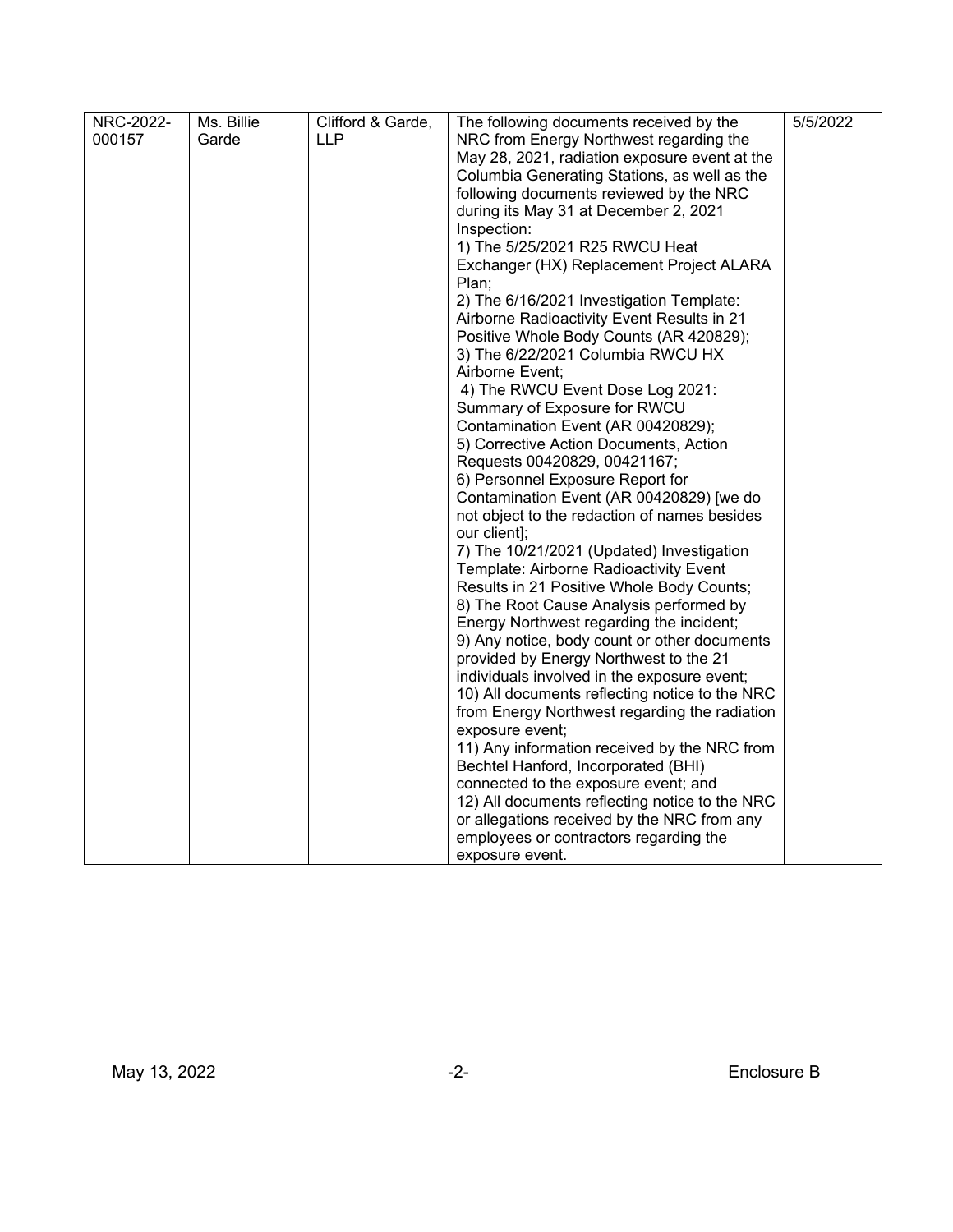| NRC-2022-000157 | Ms. Billie Garde | Clifford & Garde, LLP | The following documents received by the NRC from Energy Northwest regarding the May 28, 2021, radiation exposure event at the Columbia Generating Stations, as well as the following documents reviewed by the NRC during its May 31 at December 2, 2021 Inspection:<br>1) The 5/25/2021 R25 RWCU Heat Exchanger (HX) Replacement Project ALARA Plan;<br>2) The 6/16/2021 Investigation Template: Airborne Radioactivity Event Results in 21 Positive Whole Body Counts (AR 420829);<br>3) The 6/22/2021 Columbia RWCU HX Airborne Event;<br>4) The RWCU Event Dose Log 2021: Summary of Exposure for RWCU Contamination Event (AR 00420829);<br>5) Corrective Action Documents, Action Requests 00420829, 00421167;<br>6) Personnel Exposure Report for Contamination Event (AR 00420829) [we do not object to the redaction of names besides our client];<br>7) The 10/21/2021 (Updated) Investigation Template: Airborne Radioactivity Event Results in 21 Positive Whole Body Counts;<br>8) The Root Cause Analysis performed by Energy Northwest regarding the incident;<br>9) Any notice, body count or other documents provided by Energy Northwest to the 21 individuals involved in the exposure event;<br>10) All documents reflecting notice to the NRC from Energy Northwest regarding the radiation exposure event;<br>11) Any information received by the NRC from Bechtel Hanford, Incorporated (BHI) connected to the exposure event; and<br>12) All documents reflecting notice to the NRC or allegations received by the NRC from any employees or contractors regarding the exposure event. | 5/5/2022 |
|---|---|---|---|---|

May 13, 2022 -2- Enclosure B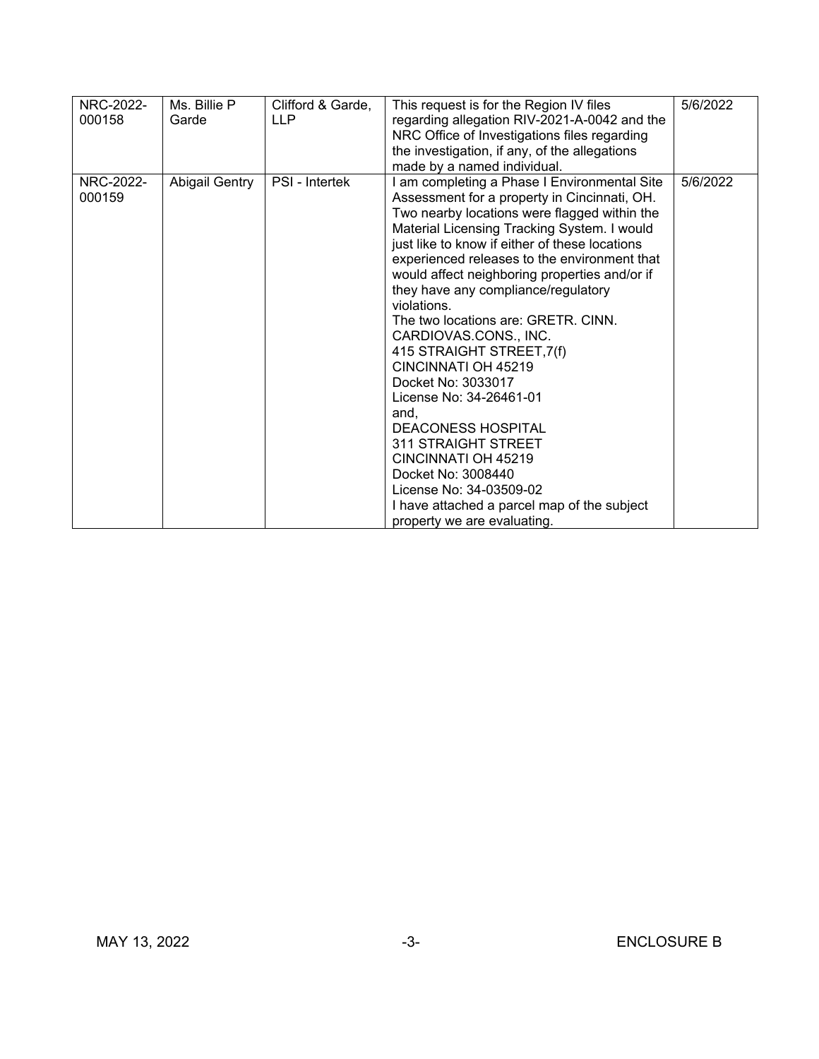| NRC-2022-000158 | Ms. Billie P Garde | Clifford & Garde, LLP | This request is for the Region IV files regarding allegation RIV-2021-A-0042 and the NRC Office of Investigations files regarding the investigation, if any, of the allegations made by a named individual. | 5/6/2022 |
|---|---|---|---|---|
| NRC-2022-000159 | Abigail Gentry | PSI - Intertek | I am completing a Phase I Environmental Site Assessment for a property in Cincinnati, OH. Two nearby locations were flagged within the Material Licensing Tracking System. I would just like to know if either of these locations experienced releases to the environment that would affect neighboring properties and/or if they have any compliance/regulatory violations.<br>The two locations are: GRETR. CINN. CARDIOVAS.CONS., INC.<br>415 STRAIGHT STREET,7(f)<br>CINCINNATI OH 45219<br>Docket No: 3033017<br>License No: 34-26461-01<br>and,<br>DEACONESS HOSPITAL<br>311 STRAIGHT STREET<br>CINCINNATI OH 45219<br>Docket No: 3008440<br>License No: 34-03509-02<br>I have attached a parcel map of the subject property we are evaluating. | 5/6/2022 |

MAY 13, 2022 ENCLOSURE B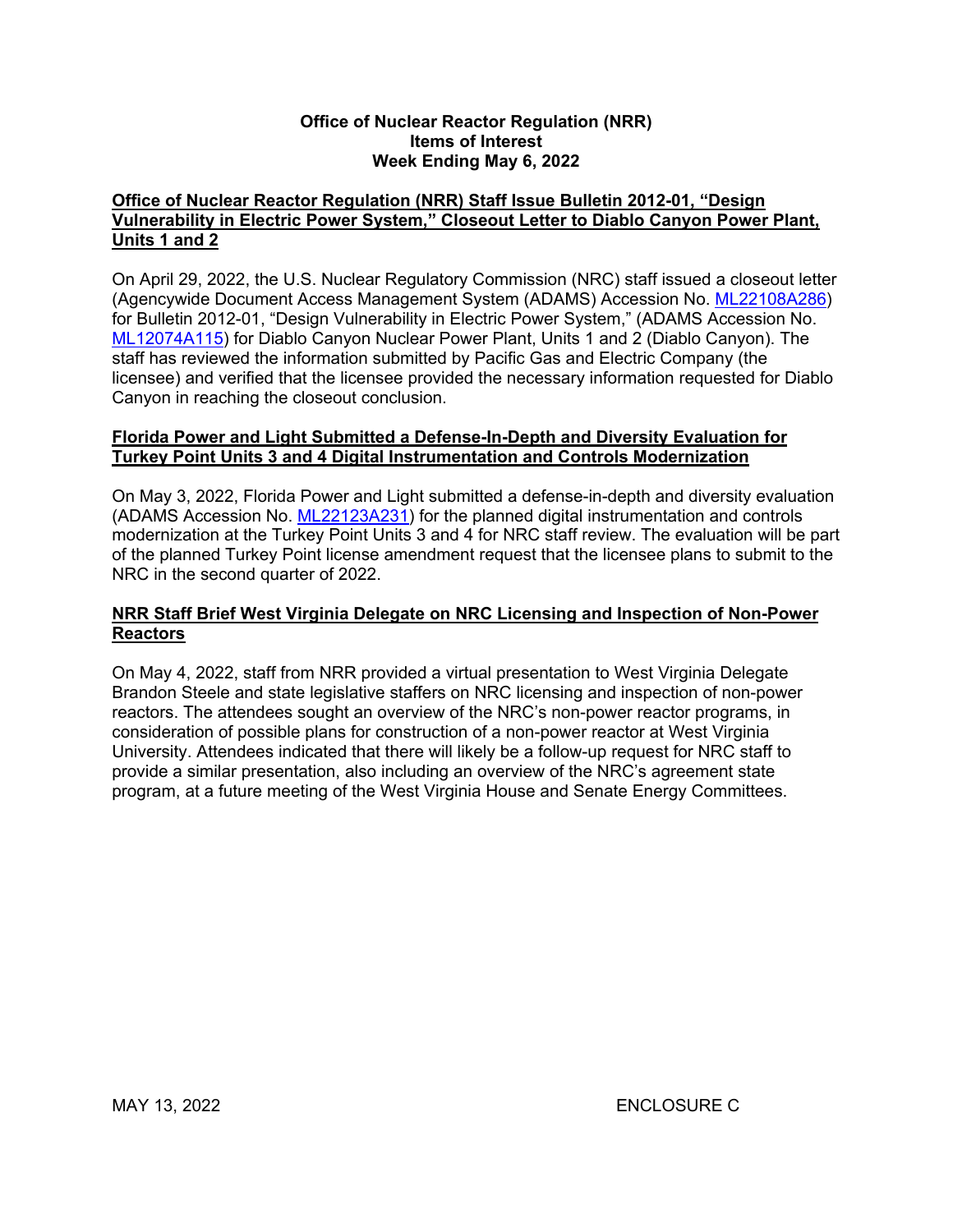# Office of Nuclear Reactor Regulation (NRR)
# Items of Interest
# Week Ending May 6, 2022

## Office of Nuclear Reactor Regulation (NRR) Staff Issue Bulletin 2012-01, "Design Vulnerability in Electric Power System," Closeout Letter to Diablo Canyon Power Plant, Units 1 and 2

On April 29, 2022, the U.S. Nuclear Regulatory Commission (NRC) staff issued a closeout letter (Agencywide Document Access Management System (ADAMS) Accession No. ML22108A286) for Bulletin 2012-01, "Design Vulnerability in Electric Power System," (ADAMS Accession No. ML12074A115) for Diablo Canyon Nuclear Power Plant, Units 1 and 2 (Diablo Canyon). The staff has reviewed the information submitted by Pacific Gas and Electric Company (the licensee) and verified that the licensee provided the necessary information requested for Diablo Canyon in reaching the closeout conclusion.

## Florida Power and Light Submitted a Defense-In-Depth and Diversity Evaluation for Turkey Point Units 3 and 4 Digital Instrumentation and Controls Modernization

On May 3, 2022, Florida Power and Light submitted a defense-in-depth and diversity evaluation (ADAMS Accession No. ML22123A231) for the planned digital instrumentation and controls modernization at the Turkey Point Units 3 and 4 for NRC staff review. The evaluation will be part of the planned Turkey Point license amendment request that the licensee plans to submit to the NRC in the second quarter of 2022.

## NRR Staff Brief West Virginia Delegate on NRC Licensing and Inspection of Non-Power Reactors

On May 4, 2022, staff from NRR provided a virtual presentation to West Virginia Delegate Brandon Steele and state legislative staffers on NRC licensing and inspection of non-power reactors. The attendees sought an overview of the NRC's non-power reactor programs, in consideration of possible plans for construction of a non-power reactor at West Virginia University. Attendees indicated that there will likely be a follow-up request for NRC staff to provide a similar presentation, also including an overview of the NRC's agreement state program, at a future meeting of the West Virginia House and Senate Energy Committees.

MAY 13, 2022 ENCLOSURE C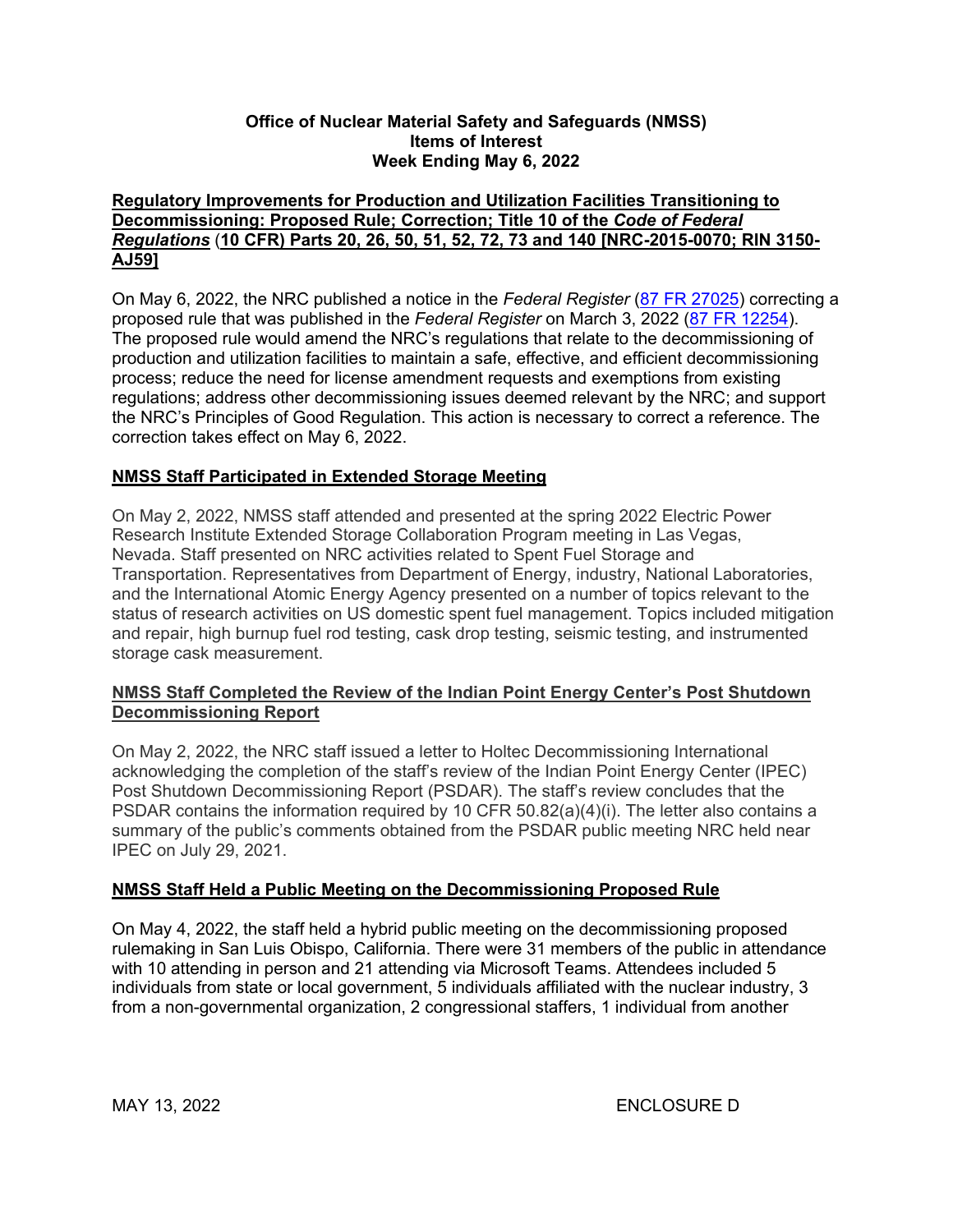# Office of Nuclear Material Safety and Safeguards (NMSS) Items of Interest Week Ending May 6, 2022

## Regulatory Improvements for Production and Utilization Facilities Transitioning to Decommissioning: Proposed Rule; Correction; Title 10 of the *Code of Federal Regulations* (10 CFR) Parts 20, 26, 50, 51, 52, 72, 73 and 140 [NRC-2015-0070; RIN 3150-AJ59]

On May 6, 2022, the NRC published a notice in the *Federal Register* (87 FR 27025) correcting a proposed rule that was published in the *Federal Register* on March 3, 2022 (87 FR 12254). The proposed rule would amend the NRC's regulations that relate to the decommissioning of production and utilization facilities to maintain a safe, effective, and efficient decommissioning process; reduce the need for license amendment requests and exemptions from existing regulations; address other decommissioning issues deemed relevant by the NRC; and support the NRC's Principles of Good Regulation. This action is necessary to correct a reference. The correction takes effect on May 6, 2022.

## NMSS Staff Participated in Extended Storage Meeting

On May 2, 2022, NMSS staff attended and presented at the spring 2022 Electric Power Research Institute Extended Storage Collaboration Program meeting in Las Vegas, Nevada. Staff presented on NRC activities related to Spent Fuel Storage and Transportation. Representatives from Department of Energy, industry, National Laboratories, and the International Atomic Energy Agency presented on a number of topics relevant to the status of research activities on US domestic spent fuel management. Topics included mitigation and repair, high burnup fuel rod testing, cask drop testing, seismic testing, and instrumented storage cask measurement.

## NMSS Staff Completed the Review of the Indian Point Energy Center's Post Shutdown Decommissioning Report

On May 2, 2022, the NRC staff issued a letter to Holtec Decommissioning International acknowledging the completion of the staff's review of the Indian Point Energy Center (IPEC) Post Shutdown Decommissioning Report (PSDAR). The staff's review concludes that the PSDAR contains the information required by 10 CFR 50.82(a)(4)(i). The letter also contains a summary of the public's comments obtained from the PSDAR public meeting NRC held near IPEC on July 29, 2021.

## NMSS Staff Held a Public Meeting on the Decommissioning Proposed Rule

On May 4, 2022, the staff held a hybrid public meeting on the decommissioning proposed rulemaking in San Luis Obispo, California. There were 31 members of the public in attendance with 10 attending in person and 21 attending via Microsoft Teams. Attendees included 5 individuals from state or local government, 5 individuals affiliated with the nuclear industry, 3 from a non-governmental organization, 2 congressional staffers, 1 individual from another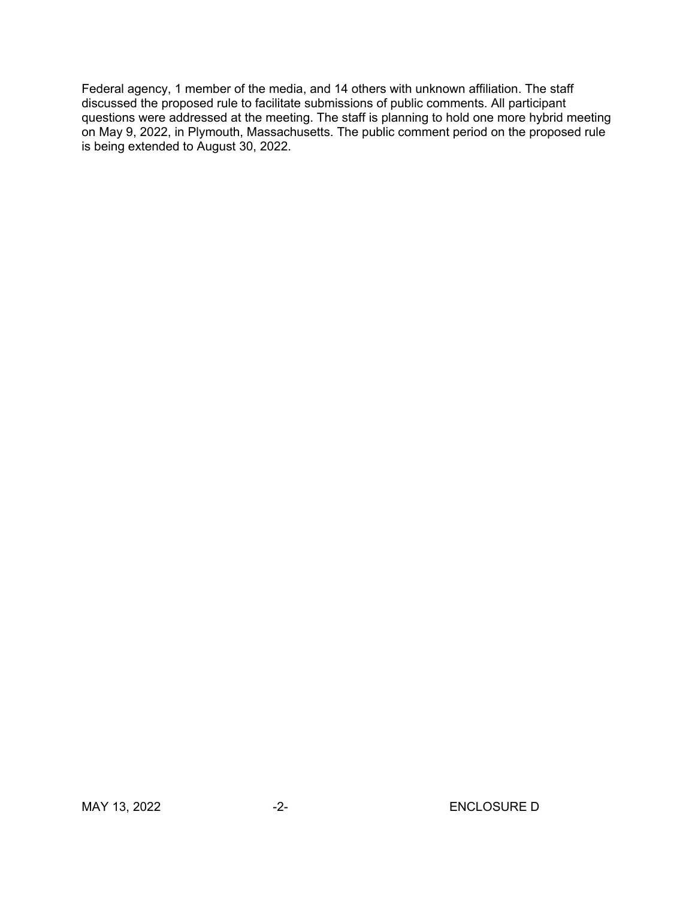Federal agency, 1 member of the media, and 14 others with unknown affiliation. The staff discussed the proposed rule to facilitate submissions of public comments. All participant questions were addressed at the meeting. The staff is planning to hold one more hybrid meeting on May 9, 2022, in Plymouth, Massachusetts. The public comment period on the proposed rule is being extended to August 30, 2022.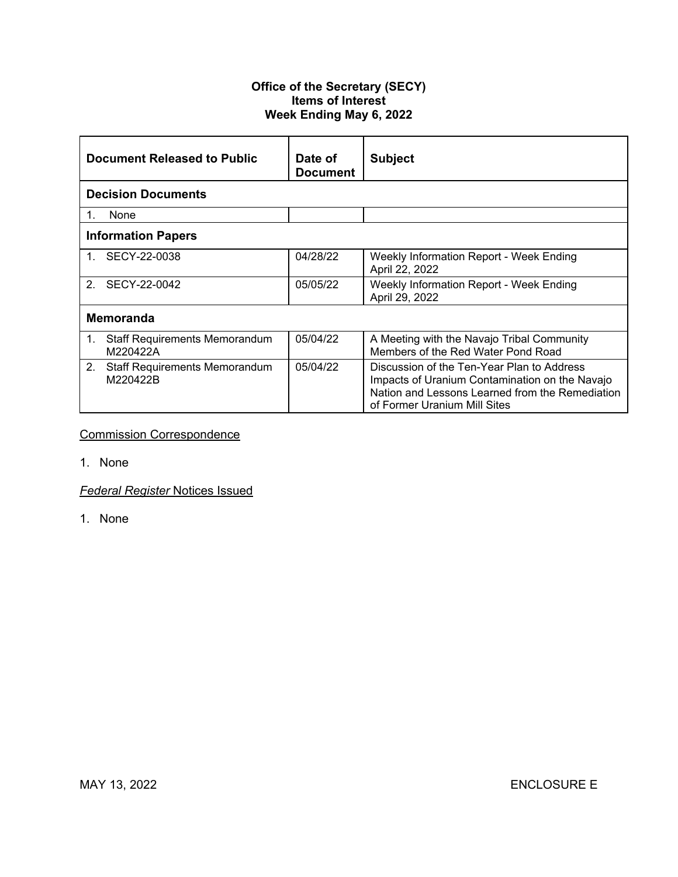**Office of the Secretary (SECY)**
**Items of Interest**
**Week Ending May 6, 2022**

| **Document Released to Public** | **Date of Document** | **Subject** |
|---|---|---|
| **Decision Documents** | | |
| 1. None | | |
| **Information Papers** | | |
| 1. SECY-22-0038 | 04/28/22 | Weekly Information Report - Week Ending April 22, 2022 |
| 2. SECY-22-0042 | 05/05/22 | Weekly Information Report - Week Ending April 29, 2022 |
| **Memoranda** | | |
| 1. Staff Requirements Memorandum M220422A | 05/04/22 | A Meeting with the Navajo Tribal Community Members of the Red Water Pond Road |
| 2. Staff Requirements Memorandum M220422B | 05/04/22 | Discussion of the Ten-Year Plan to Address Impacts of Uranium Contamination on the Navajo Nation and Lessons Learned from the Remediation of Former Uranium Mill Sites |

Commission Correspondence

1. None

*Federal Register* Notices Issued

1. None

MAY 13, 2022 ENCLOSURE E